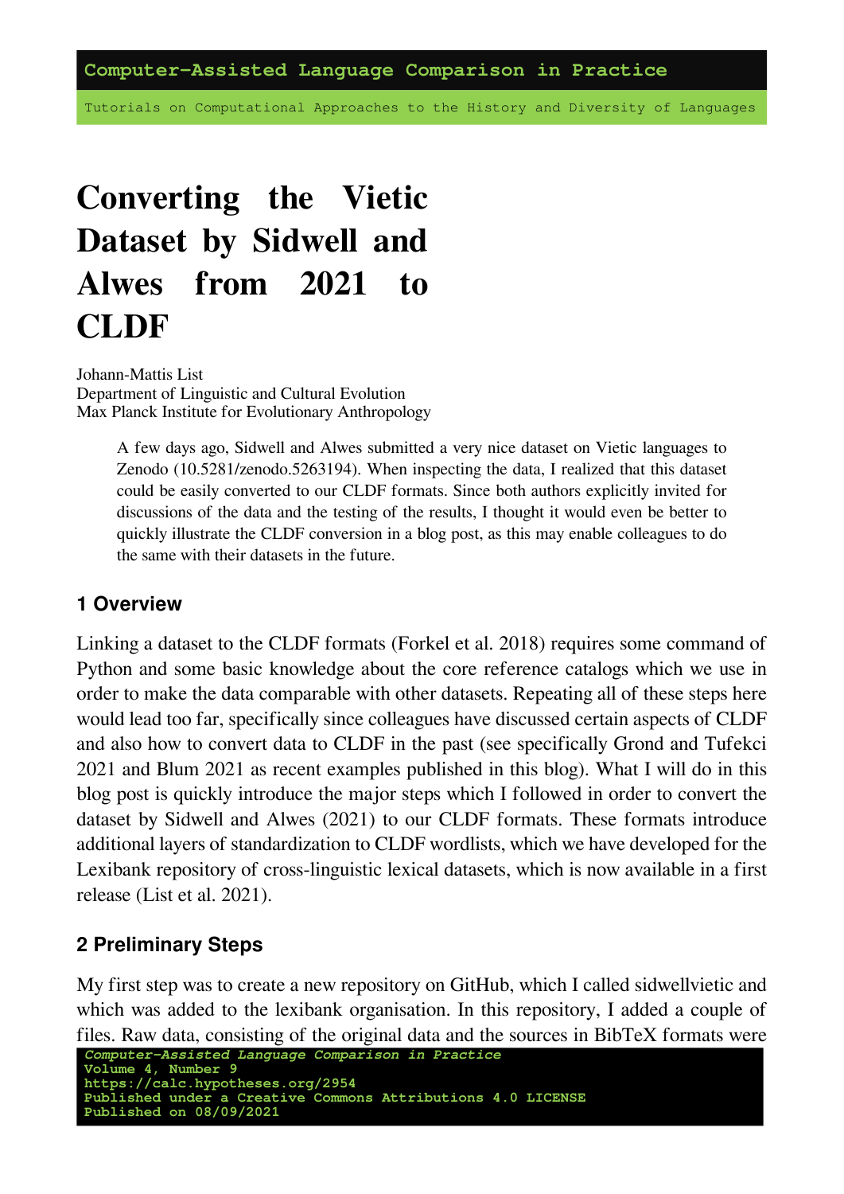# Converting the Vietic Dataset by Sidwell and Alwes from 2021 to CLDF

Johann-Mattis List
Department of Linguistic and Cultural Evolution
Max Planck Institute for Evolutionary Anthropology

> A few days ago, Sidwell and Alwes submitted a very nice dataset on Vietic languages to Zenodo (10.5281/zenodo.5263194). When inspecting the data, I realized that this dataset could be easily converted to our CLDF formats. Since both authors explicitly invited for discussions of the data and the testing of the results, I thought it would even be better to quickly illustrate the CLDF conversion in a blog post, as this may enable colleagues to do the same with their datasets in the future.

## 1 Overview

Linking a dataset to the CLDF formats (Forkel et al. 2018) requires some command of Python and some basic knowledge about the core reference catalogs which we use in order to make the data comparable with other datasets. Repeating all of these steps here would lead too far, specifically since colleagues have discussed certain aspects of CLDF and also how to convert data to CLDF in the past (see specifically Grond and Tufekci 2021 and Blum 2021 as recent examples published in this blog). What I will do in this blog post is quickly introduce the major steps which I followed in order to convert the dataset by Sidwell and Alwes (2021) to our CLDF formats. These formats introduce additional layers of standardization to CLDF wordlists, which we have developed for the Lexibank repository of cross-linguistic lexical datasets, which is now available in a first release (List et al. 2021).

## 2 Preliminary Steps

My first step was to create a new repository on GitHub, which I called sidwellvietic and which was added to the lexibank organisation. In this repository, I added a couple of files. Raw data, consisting of the original data and the sources in BibTeX formats were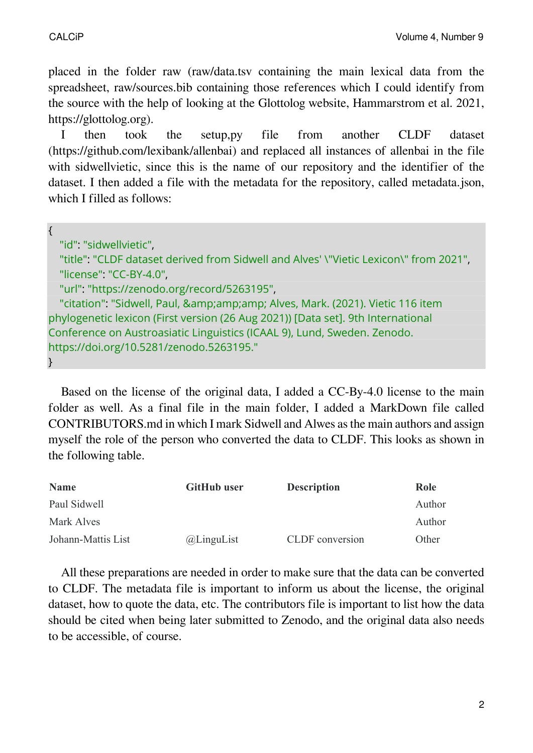placed in the folder raw (raw/data.tsv containing the main lexical data from the spreadsheet, raw/sources.bib containing those references which I could identify from the source with the help of looking at the Glottolog website, Hammarstrom et al. 2021, https://glottolog.org).

I then took the setup,py file from another CLDF dataset (https://github.com/lexibank/allenbai) and replaced all instances of allenbai in the file with sidwellvietic, since this is the name of our repository and the identifier of the dataset. I then added a file with the metadata for the repository, called metadata.json, which I filled as follows:

```
{
   "id": "sidwellvietic",
   "title": "CLDF dataset derived from Sidwell and Alves' \"Vietic Lexicon\" from 2021",
   "license": "CC-BY-4.0",
   "url": "https://zenodo.org/record/5263195",
   "citation": "Sidwell, Paul, &amp;amp;amp; Alves, Mark. (2021). Vietic 116 item
phylogenetic lexicon (First version (26 Aug 2021)) [Data set]. 9th International
Conference on Austroasiatic Linguistics (ICAAL 9), Lund, Sweden. Zenodo.
https://doi.org/10.5281/zenodo.5263195."
}
```

Based on the license of the original data, I added a CC-By-4.0 license to the main folder as well. As a final file in the main folder, I added a MarkDown file called CONTRIBUTORS.md in which I mark Sidwell and Alwes as the main authors and assign myself the role of the person who converted the data to CLDF. This looks as shown in the following table.

| Name | GitHub user | Description | Role |
|---|---|---|---|
| Paul Sidwell | | | Author |
| Mark Alves | | | Author |
| Johann-Mattis List | @LinguList | CLDF conversion | Other |

All these preparations are needed in order to make sure that the data can be converted to CLDF. The metadata file is important to inform us about the license, the original dataset, how to quote the data, etc. The contributors file is important to list how the data should be cited when being later submitted to Zenodo, and the original data also needs to be accessible, of course.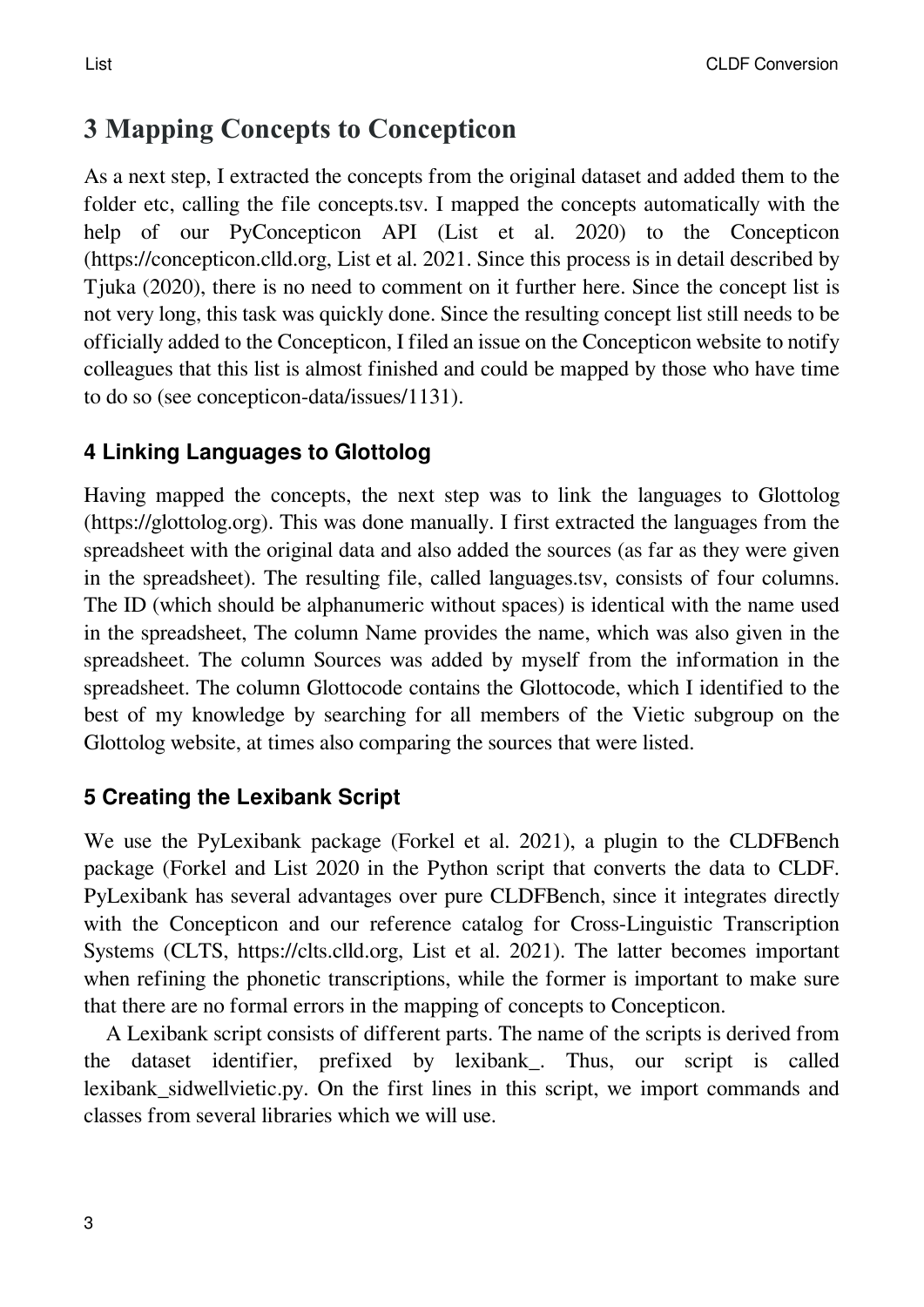## 3 Mapping Concepts to Concepticon

As a next step, I extracted the concepts from the original dataset and added them to the folder etc, calling the file concepts.tsv. I mapped the concepts automatically with the help of our PyConcepticon API (List et al. 2020) to the Concepticon (https://concepticon.clld.org, List et al. 2021. Since this process is in detail described by Tjuka (2020), there is no need to comment on it further here. Since the concept list is not very long, this task was quickly done. Since the resulting concept list still needs to be officially added to the Concepticon, I filed an issue on the Concepticon website to notify colleagues that this list is almost finished and could be mapped by those who have time to do so (see concepticon-data/issues/1131).

### 4 Linking Languages to Glottolog

Having mapped the concepts, the next step was to link the languages to Glottolog (https://glottolog.org). This was done manually. I first extracted the languages from the spreadsheet with the original data and also added the sources (as far as they were given in the spreadsheet). The resulting file, called languages.tsv, consists of four columns. The ID (which should be alphanumeric without spaces) is identical with the name used in the spreadsheet, The column Name provides the name, which was also given in the spreadsheet. The column Sources was added by myself from the information in the spreadsheet. The column Glottocode contains the Glottocode, which I identified to the best of my knowledge by searching for all members of the Vietic subgroup on the Glottolog website, at times also comparing the sources that were listed.

### 5 Creating the Lexibank Script

We use the PyLexibank package (Forkel et al. 2021), a plugin to the CLDFBench package (Forkel and List 2020 in the Python script that converts the data to CLDF. PyLexibank has several advantages over pure CLDFBench, since it integrates directly with the Concepticon and our reference catalog for Cross-Linguistic Transcription Systems (CLTS, https://clts.clld.org, List et al. 2021). The latter becomes important when refining the phonetic transcriptions, while the former is important to make sure that there are no formal errors in the mapping of concepts to Concepticon.

A Lexibank script consists of different parts. The name of the scripts is derived from the dataset identifier, prefixed by lexibank_. Thus, our script is called lexibank_sidwellvietic.py. On the first lines in this script, we import commands and classes from several libraries which we will use.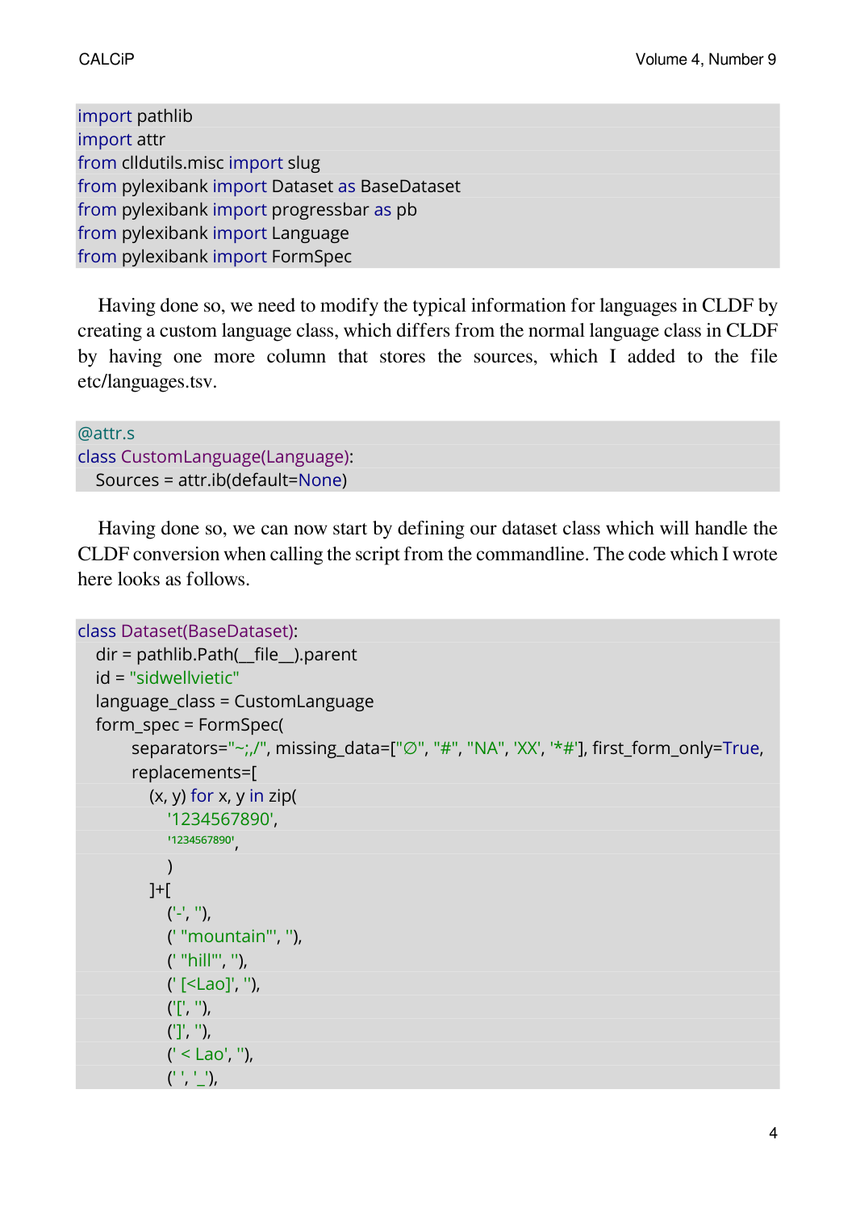```
import pathlib
import attr
from clldutils.misc import slug
from pylexibank import Dataset as BaseDataset
from pylexibank import progressbar as pb
from pylexibank import Language
from pylexibank import FormSpec
```

Having done so, we need to modify the typical information for languages in CLDF by creating a custom language class, which differs from the normal language class in CLDF by having one more column that stores the sources, which I added to the file etc/languages.tsv.

```
@attr.s
class CustomLanguage(Language):
    Sources = attr.ib(default=None)
```

Having done so, we can now start by defining our dataset class which will handle the CLDF conversion when calling the script from the commandline. The code which I wrote here looks as follows.

```
class Dataset(BaseDataset):
    dir = pathlib.Path(__file__).parent
    id = "sidwellvietic"
    language_class = CustomLanguage
    form_spec = FormSpec(
            separators="~;,/", missing_data=["∅", "#", "NA", 'XX', '*#'], first_form_only=True,
            replacements=[
                (x, y) for x, y in zip(
                    '1234567890',
                    '¹²³⁴⁵⁶⁷⁸⁹⁰',
                    )
                ]+[
                    ('-', ''),
                    (' "mountain"', ''),
                    (' "hill"', ''),
                    (' [<Lao]', ''),
                    ('[', ''),
                    (']', ''),
                    (' < Lao', ''),
                    (' ', '_'),
```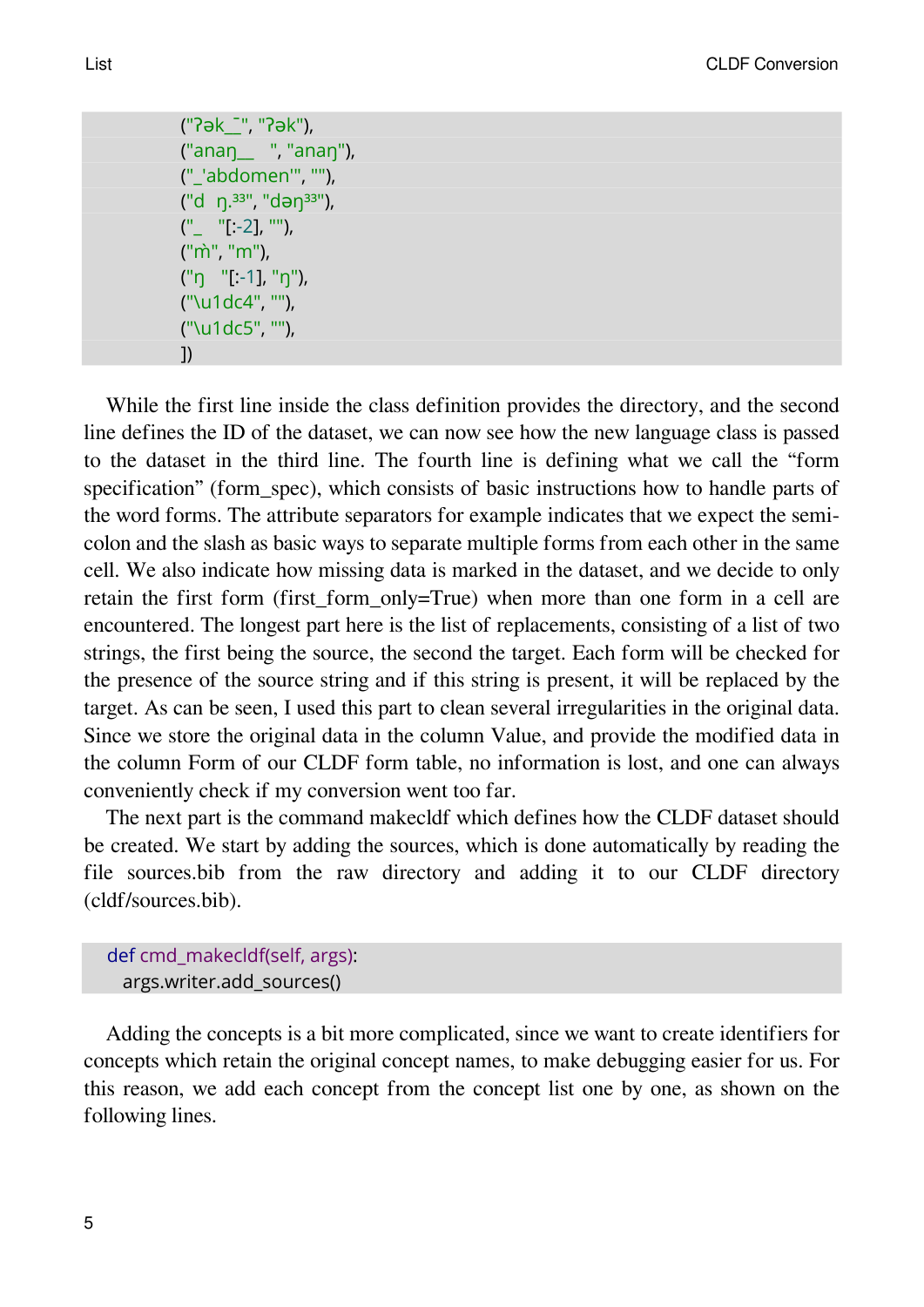```
            ("ʔək_ˉ", "ʔək"),
            ("anaŋ__  ", "anaŋ"),
            ("_'abdomen'", ""),
            ("d  ŋ.³³", "dəŋ³³"),
            ("_   "[:-2], ""),
            ("m̀", "m"),
            ("ŋ   "[:-1], "ŋ"),
            ("\u1dc4", ""),
            ("\u1dc5", ""),
            ])
```

While the first line inside the class definition provides the directory, and the second line defines the ID of the dataset, we can now see how the new language class is passed to the dataset in the third line. The fourth line is defining what we call the "form specification" (form_spec), which consists of basic instructions how to handle parts of the word forms. The attribute separators for example indicates that we expect the semicolon and the slash as basic ways to separate multiple forms from each other in the same cell. We also indicate how missing data is marked in the dataset, and we decide to only retain the first form (first_form_only=True) when more than one form in a cell are encountered. The longest part here is the list of replacements, consisting of a list of two strings, the first being the source, the second the target. Each form will be checked for the presence of the source string and if this string is present, it will be replaced by the target. As can be seen, I used this part to clean several irregularities in the original data. Since we store the original data in the column Value, and provide the modified data in the column Form of our CLDF form table, no information is lost, and one can always conveniently check if my conversion went too far.

The next part is the command makecldf which defines how the CLDF dataset should be created. We start by adding the sources, which is done automatically by reading the file sources.bib from the raw directory and adding it to our CLDF directory (cldf/sources.bib).

```
def cmd_makecldf(self, args):
    args.writer.add_sources()
```

Adding the concepts is a bit more complicated, since we want to create identifiers for concepts which retain the original concept names, to make debugging easier for us. For this reason, we add each concept from the concept list one by one, as shown on the following lines.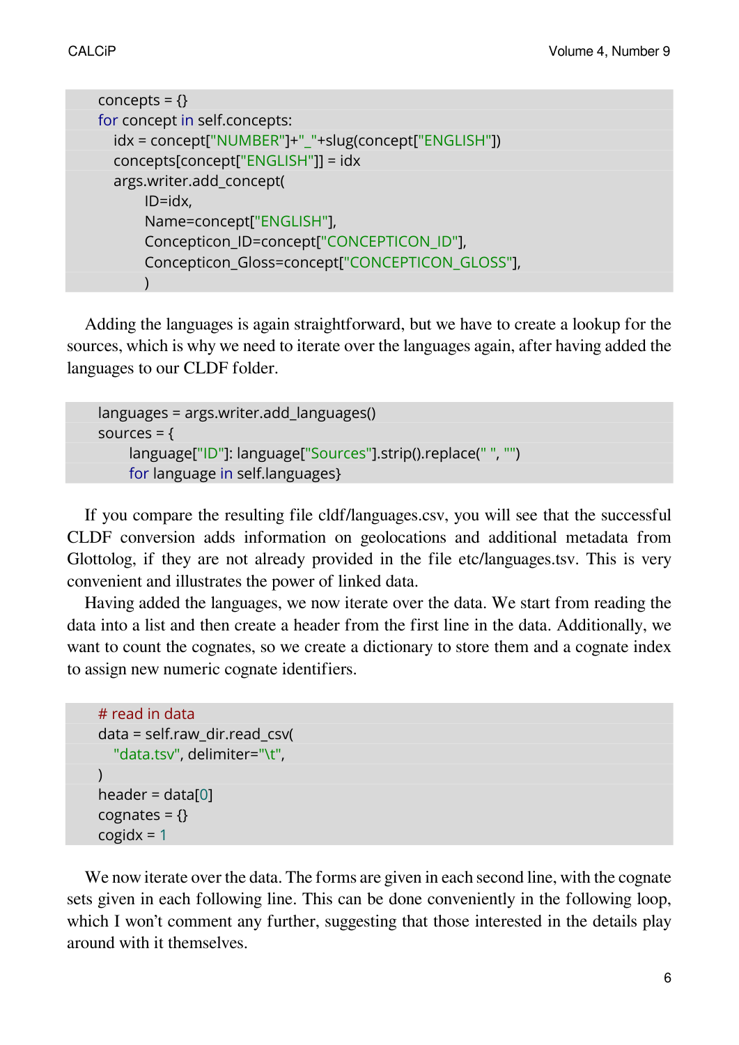```python
concepts = {}
for concept in self.concepts:
  idx = concept["NUMBER"]+"_"+slug(concept["ENGLISH"])
  concepts[concept["ENGLISH"]] = idx
  args.writer.add_concept(
      ID=idx,
      Name=concept["ENGLISH"],
      Concepticon_ID=concept["CONCEPTICON_ID"],
      Concepticon_Gloss=concept["CONCEPTICON_GLOSS"],
      )
```

Adding the languages is again straightforward, but we have to create a lookup for the sources, which is why we need to iterate over the languages again, after having added the languages to our CLDF folder.

```python
languages = args.writer.add_languages()
sources = {
    language["ID"]: language["Sources"].strip().replace(" ", "")
    for language in self.languages}
```

If you compare the resulting file cldf/languages.csv, you will see that the successful CLDF conversion adds information on geolocations and additional metadata from Glottolog, if they are not already provided in the file etc/languages.tsv. This is very convenient and illustrates the power of linked data.

Having added the languages, we now iterate over the data. We start from reading the data into a list and then create a header from the first line in the data. Additionally, we want to count the cognates, so we create a dictionary to store them and a cognate index to assign new numeric cognate identifiers.

```python
# read in data
data = self.raw_dir.read_csv(
  "data.tsv", delimiter="\t",
)
header = data[0]
cognates = {}
cogidx = 1
```

We now iterate over the data. The forms are given in each second line, with the cognate sets given in each following line. This can be done conveniently in the following loop, which I won't comment any further, suggesting that those interested in the details play around with it themselves.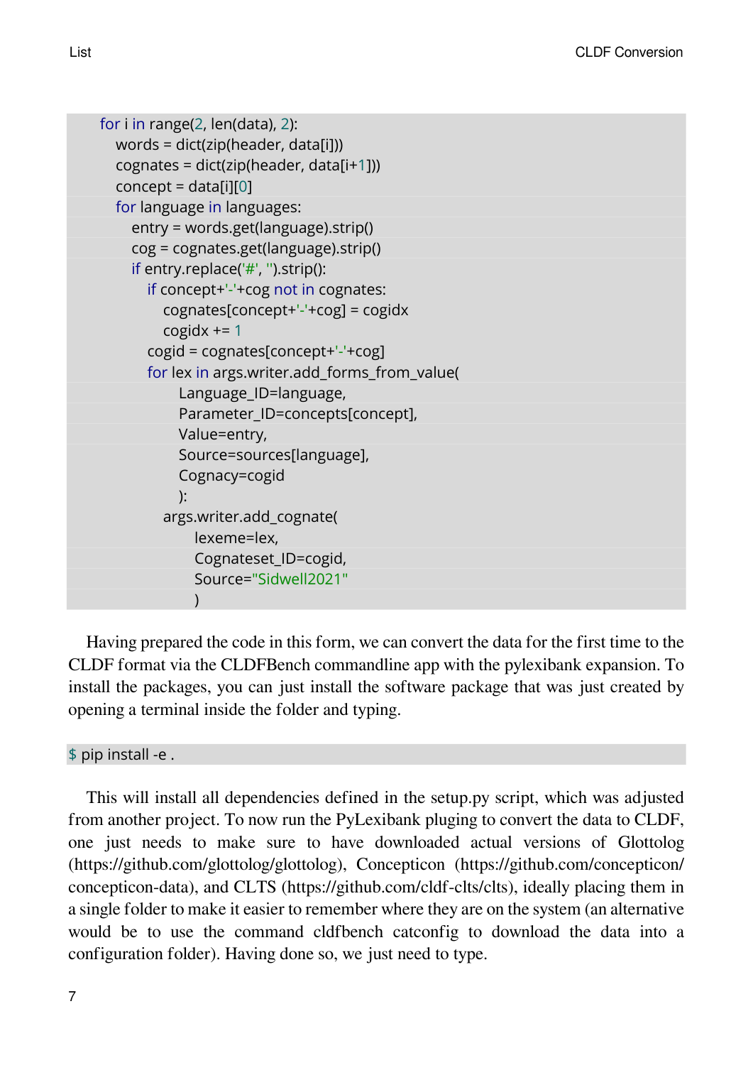```
    for i in range(2, len(data), 2):
        words = dict(zip(header, data[i]))
        cognates = dict(zip(header, data[i+1]))
        concept = data[i][0]
        for language in languages:
            entry = words.get(language).strip()
            cog = cognates.get(language).strip()
            if entry.replace('#', '').strip():
                if concept+'-'+cog not in cognates:
                    cognates[concept+'-'+cog] = cogidx
                    cogidx += 1
                cogid = cognates[concept+'-'+cog]
                for lex in args.writer.add_forms_from_value(
                        Language_ID=language,
                        Parameter_ID=concepts[concept],
                        Value=entry,
                        Source=sources[language],
                        Cognacy=cogid
                        ):
                    args.writer.add_cognate(
                            lexeme=lex,
                            Cognateset_ID=cogid,
                            Source="Sidwell2021"
                            )
```

Having prepared the code in this form, we can convert the data for the first time to the CLDF format via the CLDFBench commandline app with the pylexibank expansion. To install the packages, you can just install the software package that was just created by opening a terminal inside the folder and typing.

```
$ pip install -e .
```

This will install all dependencies defined in the setup.py script, which was adjusted from another project. To now run the PyLexibank pluging to convert the data to CLDF, one just needs to make sure to have downloaded actual versions of Glottolog (https://github.com/glottolog/glottolog), Concepticon (https://github.com/concepticon/concepticon-data), and CLTS (https://github.com/cldf-clts/clts), ideally placing them in a single folder to make it easier to remember where they are on the system (an alternative would be to use the command cldfbench catconfig to download the data into a configuration folder). Having done so, we just need to type.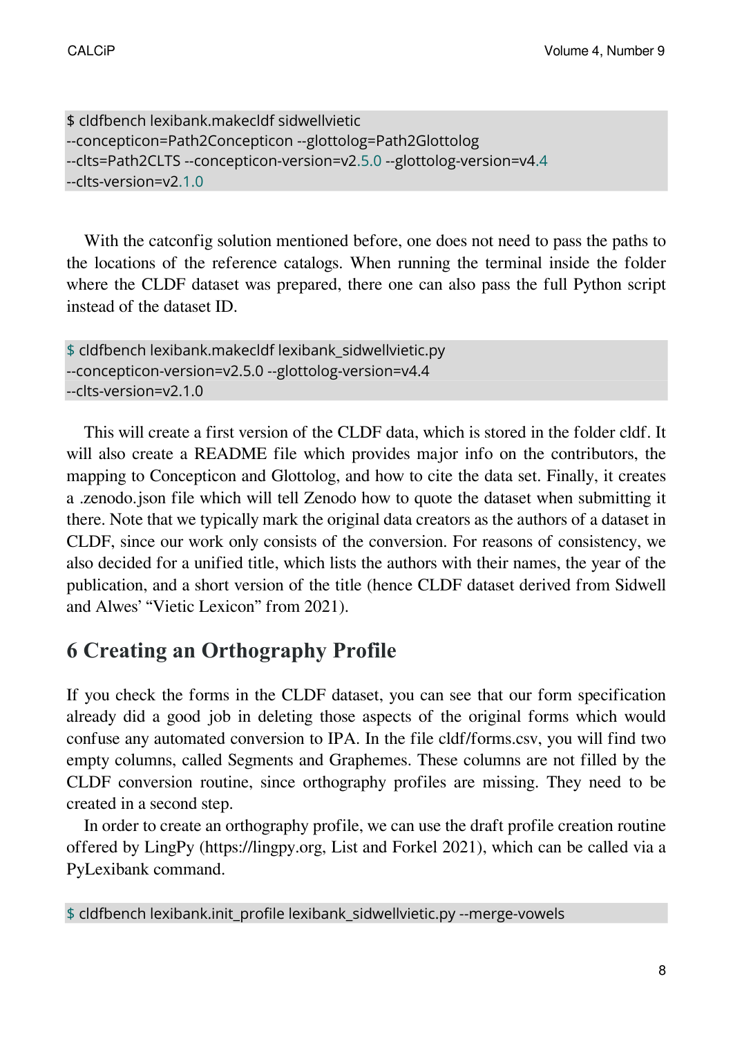```
$ cldfbench lexibank.makecldf sidwellvietic
--concepticon=Path2Concepticon --glottolog=Path2Glottolog
--clts=Path2CLTS --concepticon-version=v2.5.0 --glottolog-version=v4.4
--clts-version=v2.1.0
```

With the catconfig solution mentioned before, one does not need to pass the paths to the locations of the reference catalogs. When running the terminal inside the folder where the CLDF dataset was prepared, there one can also pass the full Python script instead of the dataset ID.

```
$ cldfbench lexibank.makecldf lexibank_sidwellvietic.py
--concepticon-version=v2.5.0 --glottolog-version=v4.4
--clts-version=v2.1.0
```

This will create a first version of the CLDF data, which is stored in the folder cldf. It will also create a README file which provides major info on the contributors, the mapping to Concepticon and Glottolog, and how to cite the data set. Finally, it creates a .zenodo.json file which will tell Zenodo how to quote the dataset when submitting it there. Note that we typically mark the original data creators as the authors of a dataset in CLDF, since our work only consists of the conversion. For reasons of consistency, we also decided for a unified title, which lists the authors with their names, the year of the publication, and a short version of the title (hence CLDF dataset derived from Sidwell and Alwes' "Vietic Lexicon" from 2021).

## 6 Creating an Orthography Profile

If you check the forms in the CLDF dataset, you can see that our form specification already did a good job in deleting those aspects of the original forms which would confuse any automated conversion to IPA. In the file cldf/forms.csv, you will find two empty columns, called Segments and Graphemes. These columns are not filled by the CLDF conversion routine, since orthography profiles are missing. They need to be created in a second step.

In order to create an orthography profile, we can use the draft profile creation routine offered by LingPy (https://lingpy.org, List and Forkel 2021), which can be called via a PyLexibank command.

```
$ cldfbench lexibank.init_profile lexibank_sidwellvietic.py --merge-vowels
```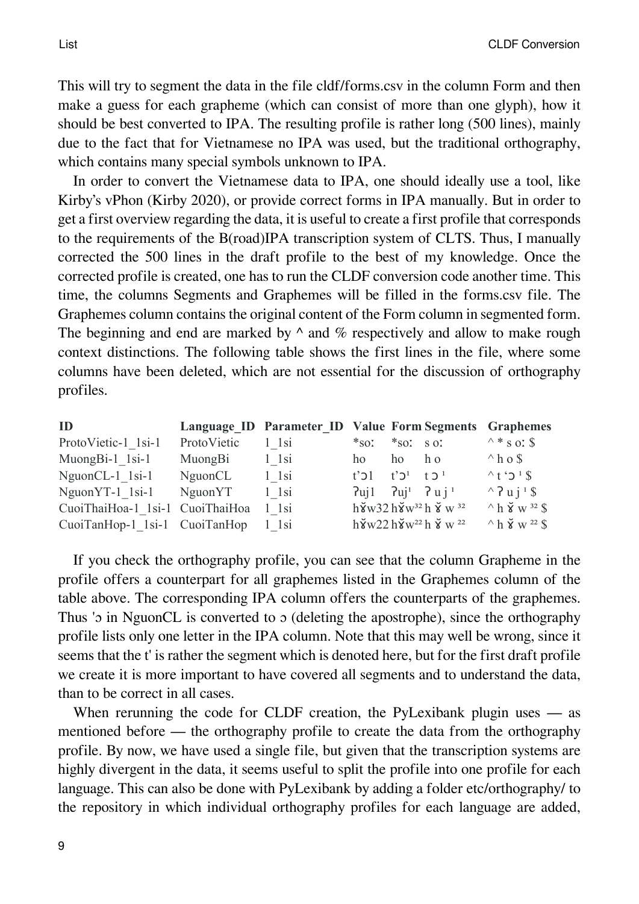This will try to segment the data in the file cldf/forms.csv in the column Form and then make a guess for each grapheme (which can consist of more than one glyph), how it should be best converted to IPA. The resulting profile is rather long (500 lines), mainly due to the fact that for Vietnamese no IPA was used, but the traditional orthography, which contains many special symbols unknown to IPA.

In order to convert the Vietnamese data to IPA, one should ideally use a tool, like Kirby's vPhon (Kirby 2020), or provide correct forms in IPA manually. But in order to get a first overview regarding the data, it is useful to create a first profile that corresponds to the requirements of the B(road)IPA transcription system of CLTS. Thus, I manually corrected the 500 lines in the draft profile to the best of my knowledge. Once the corrected profile is created, one has to run the CLDF conversion code another time. This time, the columns Segments and Graphemes will be filled in the forms.csv file. The Graphemes column contains the original content of the Form column in segmented form. The beginning and end are marked by ^ and % respectively and allow to make rough context distinctions. The following table shows the first lines in the file, where some columns have been deleted, which are not essential for the discussion of orthography profiles.

| ID | Language_ID | Parameter_ID | Value | Form | Segments | Graphemes |
|---|---|---|---|---|---|---|
| ProtoVietic-1_1si-1 | ProtoVietic | 1_1si | *soː | *soː | s oː | ^ * s oː $ |
| MuongBi-1_1si-1 | MuongBi | 1_1si | ho | ho | h o | ^ h o $ |
| NguonCL-1_1si-1 | NguonCL | 1_1si | t'ɔ1 | t'ɔ¹ | t ɔ ¹ | ^ t 'ɔ ¹ $ |
| NguonYT-1_1si-1 | NguonYT | 1_1si | ʔuj1 | ʔuj¹ | ʔ u j ¹ | ^ ʔ u j ¹ $ |
| CuoiThaiHoa-1_1si-1 | CuoiThaiHoa | 1_1si | hɤ̆w32 | hɤ̆w³² | h ɤ̆ w ³² | ^ h ɤ̆ w ³² $ |
| CuoiTanHop-1_1si-1 | CuoiTanHop | 1_1si | hɤ̆w22 | hɤ̆w²² | h ɤ̆ w ²² | ^ h ɤ̆ w ²² $ |

If you check the orthography profile, you can see that the column Grapheme in the profile offers a counterpart for all graphemes listed in the Graphemes column of the table above. The corresponding IPA column offers the counterparts of the graphemes. Thus 'ɔ in NguonCL is converted to ɔ (deleting the apostrophe), since the orthography profile lists only one letter in the IPA column. Note that this may well be wrong, since it seems that the t' is rather the segment which is denoted here, but for the first draft profile we create it is more important to have covered all segments and to understand the data, than to be correct in all cases.

When rerunning the code for CLDF creation, the PyLexibank plugin uses — as mentioned before — the orthography profile to create the data from the orthography profile. By now, we have used a single file, but given that the transcription systems are highly divergent in the data, it seems useful to split the profile into one profile for each language. This can also be done with PyLexibank by adding a folder etc/orthography/ to the repository in which individual orthography profiles for each language are added,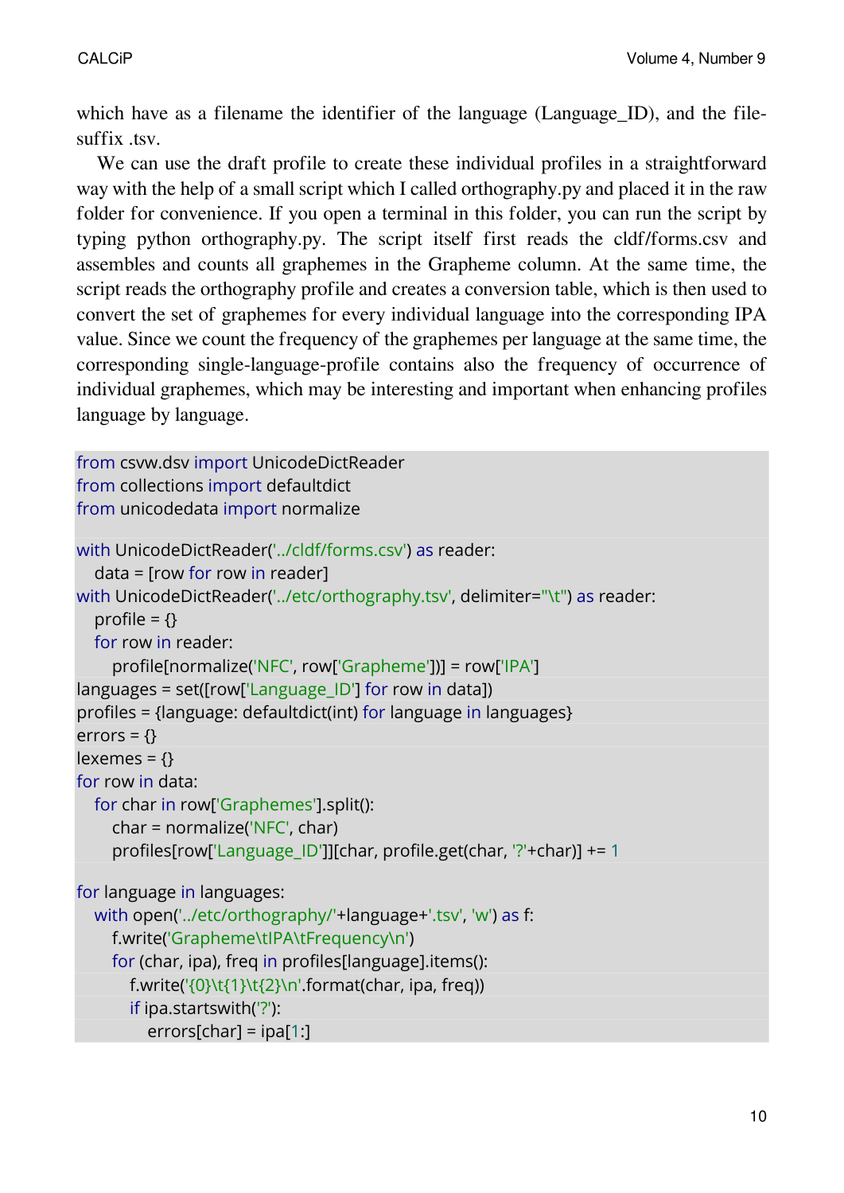which have as a filename the identifier of the language (Language_ID), and the file-suffix .tsv.

We can use the draft profile to create these individual profiles in a straightforward way with the help of a small script which I called orthography.py and placed it in the raw folder for convenience. If you open a terminal in this folder, you can run the script by typing python orthography.py. The script itself first reads the cldf/forms.csv and assembles and counts all graphemes in the Grapheme column. At the same time, the script reads the orthography profile and creates a conversion table, which is then used to convert the set of graphemes for every individual language into the corresponding IPA value. Since we count the frequency of the graphemes per language at the same time, the corresponding single-language-profile contains also the frequency of occurrence of individual graphemes, which may be interesting and important when enhancing profiles language by language.

```
from csvw.dsv import UnicodeDictReader
from collections import defaultdict
from unicodedata import normalize

with UnicodeDictReader('../cldf/forms.csv') as reader:
    data = [row for row in reader]
with UnicodeDictReader('../etc/orthography.tsv', delimiter="\t") as reader:
    profile = {}
    for row in reader:
        profile[normalize('NFC', row['Grapheme'])] = row['IPA']
languages = set([row['Language_ID'] for row in data])
profiles = {language: defaultdict(int) for language in languages}
errors = {}
lexemes = {}
for row in data:
    for char in row['Graphemes'].split():
        char = normalize('NFC', char)
        profiles[row['Language_ID']][char, profile.get(char, '?'+char)] += 1

for language in languages:
    with open('../etc/orthography/'+language+'.tsv', 'w') as f:
        f.write('Grapheme\tIPA\tFrequency\n')
        for (char, ipa), freq in profiles[language].items():
            f.write('{0}\t{1}\t{2}\n'.format(char, ipa, freq))
            if ipa.startswith('?'):
                errors[char] = ipa[1:]
```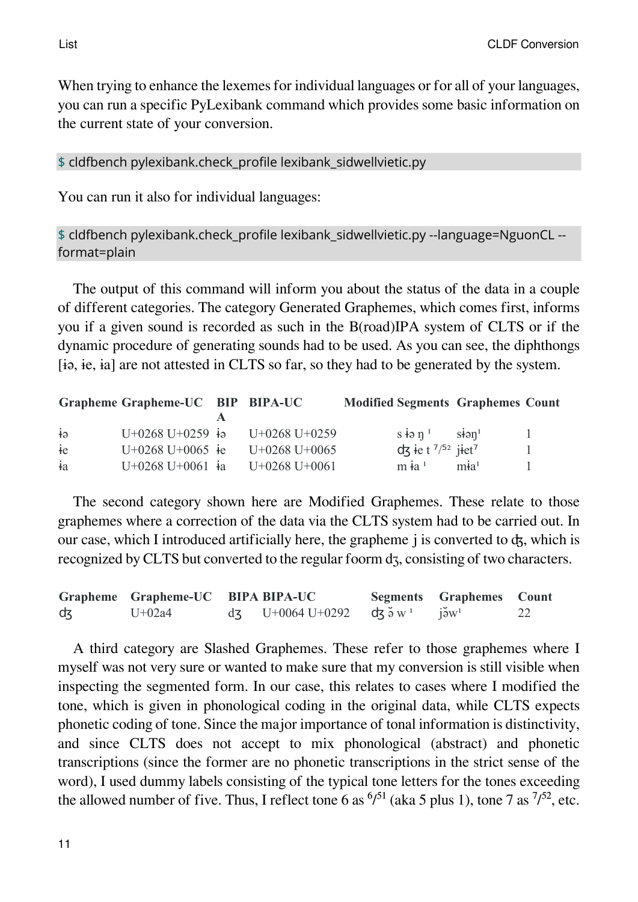When trying to enhance the lexemes for individual languages or for all of your languages, you can run a specific PyLexibank command which provides some basic information on the current state of your conversion.

```
$ cldfbench pylexibank.check_profile lexibank_sidwellvietic.py
```

You can run it also for individual languages:

```
$ cldfbench pylexibank.check_profile lexibank_sidwellvietic.py --language=NguonCL --format=plain
```

The output of this command will inform you about the status of the data in a couple of different categories. The category Generated Graphemes, which comes first, informs you if a given sound is recorded as such in the B(road)IPA system of CLTS or if the dynamic procedure of generating sounds had to be used. As you can see, the diphthongs [ɨə, ɨe, ɨa] are not attested in CLTS so far, so they had to be generated by the system.

| Grapheme | Grapheme-UC | BIPA | BIPA-UC | Modified Segments | Graphemes | Count |
|---|---|---|---|---|---|---|
| ɨə | U+0268 U+0259 | ɨə | U+0268 U+0259 | s ɨə ŋ ¹ | sɨəŋ¹ | 1 |
| ɨe | U+0268 U+0065 | ɨe | U+0268 U+0065 | ʤ ɨe t ⁷/⁵² | jɨet⁷ | 1 |
| ɨa | U+0268 U+0061 | ɨa | U+0268 U+0061 | m ɨa ¹ | mɨa¹ | 1 |

The second category shown here are Modified Graphemes. These relate to those graphemes where a correction of the data via the CLTS system had to be carried out. In our case, which I introduced artificially here, the grapheme j is converted to ʤ, which is recognized by CLTS but converted to the regular foorm dʒ, consisting of two characters.

| Grapheme | Grapheme-UC | BIPA | BIPA-UC | Segments | Graphemes | Count |
|---|---|---|---|---|---|---|
| ʤ | U+02a4 | dʒ | U+0064 U+0292 | ʤ ə̆ w ¹ | jə̆w¹ | 22 |

A third category are Slashed Graphemes. These refer to those graphemes where I myself was not very sure or wanted to make sure that my conversion is still visible when inspecting the segmented form. In our case, this relates to cases where I modified the tone, which is given in phonological coding in the original data, while CLTS expects phonetic coding of tone. Since the major importance of tonal information is distinctivity, and since CLTS does not accept to mix phonological (abstract) and phonetic transcriptions (since the former are no phonetic transcriptions in the strict sense of the word), I used dummy labels consisting of the typical tone letters for the tones exceeding the allowed number of five. Thus, I reflect tone 6 as $^{6}/^{51}$ (aka 5 plus 1), tone 7 as $^{7}/^{52}$, etc.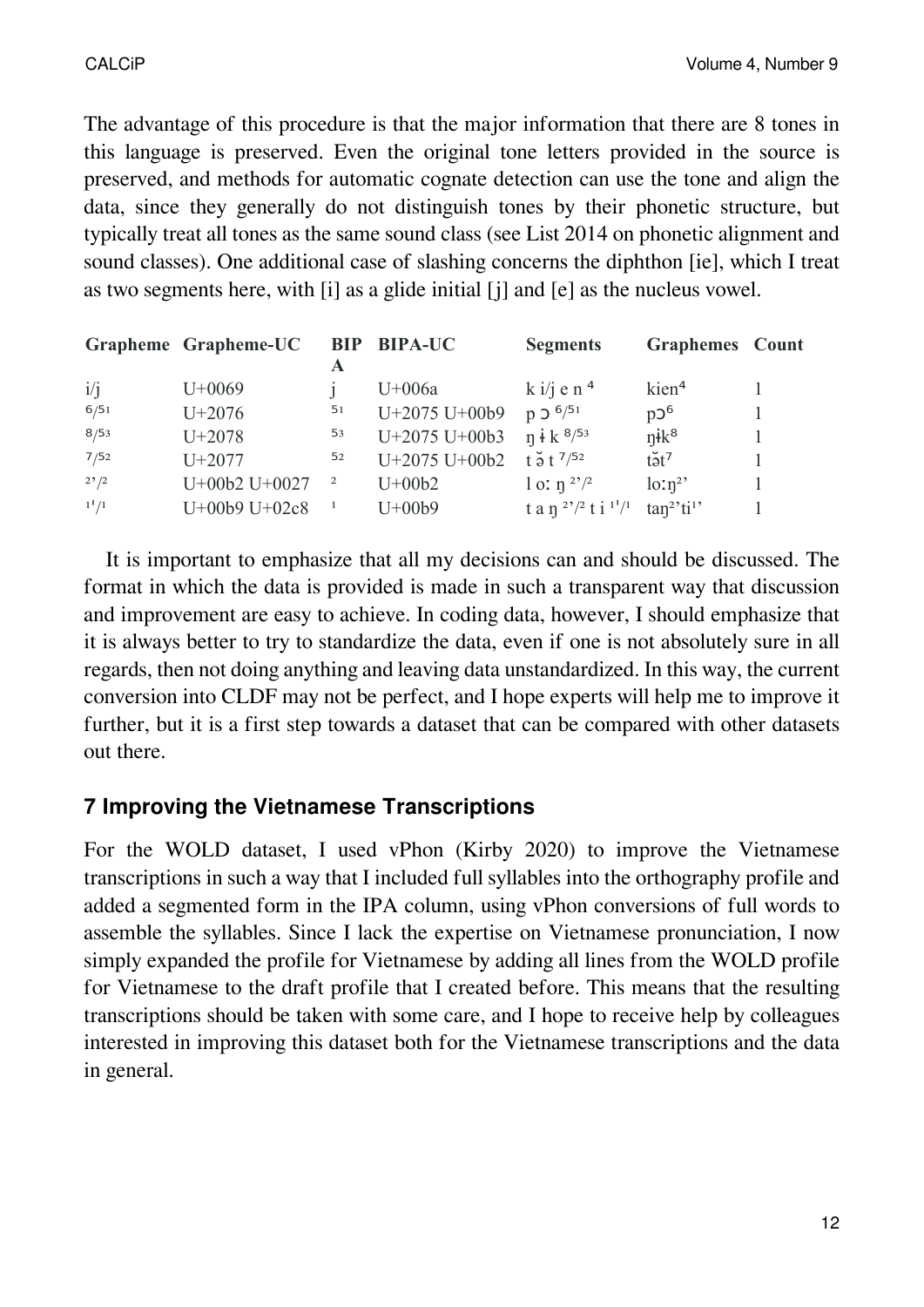The advantage of this procedure is that the major information that there are 8 tones in this language is preserved. Even the original tone letters provided in the source is preserved, and methods for automatic cognate detection can use the tone and align the data, since they generally do not distinguish tones by their phonetic structure, but typically treat all tones as the same sound class (see List 2014 on phonetic alignment and sound classes). One additional case of slashing concerns the diphthon [ie], which I treat as two segments here, with [i] as a glide initial [j] and [e] as the nucleus vowel.

| Grapheme | Grapheme-UC | BIPA | BIPA-UC | Segments | Graphemes | Count |
|---|---|---|---|---|---|---|
| i/j | U+0069 | j | U+006a | k i/j e n ⁴ | kien⁴ | 1 |
| ⁶/⁵¹ | U+2076 | ⁵¹ | U+2075 U+00b9 | p ɔ ⁶/⁵¹ | pɔ⁶ | 1 |
| ⁸/⁵³ | U+2078 | ⁵³ | U+2075 U+00b3 | ŋ ɨ k ⁸/⁵³ | ŋɨk⁸ | 1 |
| ⁷/⁵² | U+2077 | ⁵² | U+2075 U+00b2 | t ə̆ t ⁷/⁵² | tə̆t⁷ | 1 |
| ²'/² | U+00b2 U+0027 | ² | U+00b2 | l oː ŋ ²'/² | loːŋ²' | 1 |
| ¹ˈ/¹ | U+00b9 U+02c8 | ¹ | U+00b9 | t a ŋ ²'/² t i ¹ˈ/¹ | taŋ²'ti¹' | 1 |

It is important to emphasize that all my decisions can and should be discussed. The format in which the data is provided is made in such a transparent way that discussion and improvement are easy to achieve. In coding data, however, I should emphasize that it is always better to try to standardize the data, even if one is not absolutely sure in all regards, then not doing anything and leaving data unstandardized. In this way, the current conversion into CLDF may not be perfect, and I hope experts will help me to improve it further, but it is a first step towards a dataset that can be compared with other datasets out there.

## 7 Improving the Vietnamese Transcriptions

For the WOLD dataset, I used vPhon (Kirby 2020) to improve the Vietnamese transcriptions in such a way that I included full syllables into the orthography profile and added a segmented form in the IPA column, using vPhon conversions of full words to assemble the syllables. Since I lack the expertise on Vietnamese pronunciation, I now simply expanded the profile for Vietnamese by adding all lines from the WOLD profile for Vietnamese to the draft profile that I created before. This means that the resulting transcriptions should be taken with some care, and I hope to receive help by colleagues interested in improving this dataset both for the Vietnamese transcriptions and the data in general.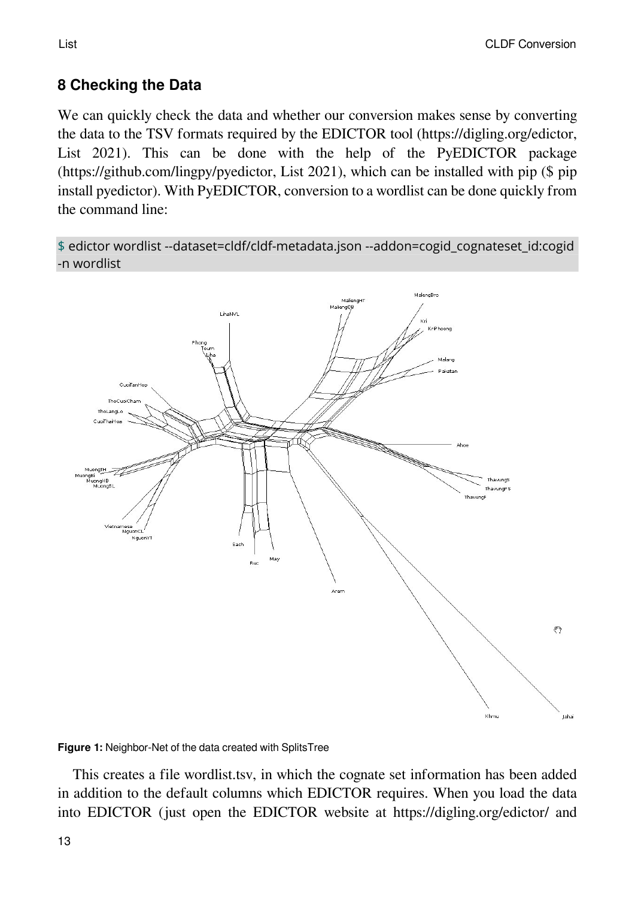## 8 Checking the Data

We can quickly check the data and whether our conversion makes sense by converting the data to the TSV formats required by the EDICTOR tool (https://digling.org/edictor, List 2021). This can be done with the help of the PyEDICTOR package (https://github.com/lingpy/pyedictor, List 2021), which can be installed with pip ($ pip install pyedictor). With PyEDICTOR, conversion to a wordlist can be done quickly from the command line:

```
$ edictor wordlist --dataset=cldf/cldf-metadata.json --addon=cogid_cognateset_id:cogid -n wordlist
```

**Figure 1:** Neighbor-Net of the data created with SplitsTree

This creates a file wordlist.tsv, in which the cognate set information has been added in addition to the default columns which EDICTOR requires. When you load the data into EDICTOR (just open the EDICTOR website at https://digling.org/edictor/ and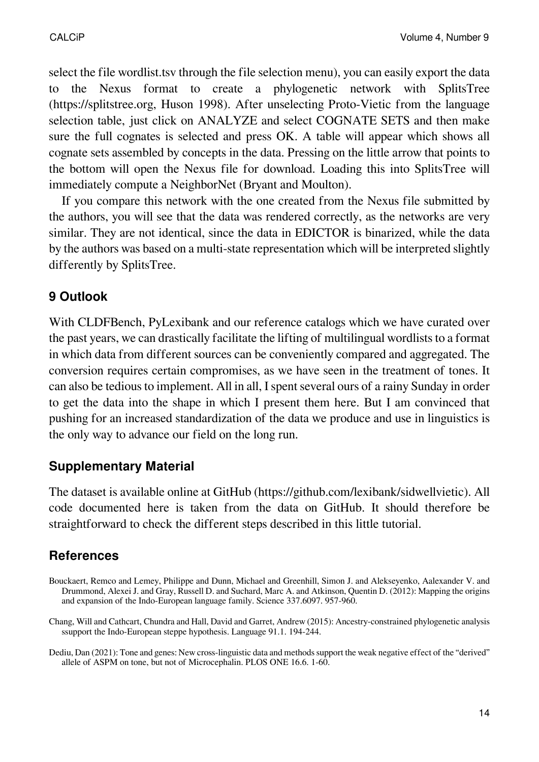select the file wordlist.tsv through the file selection menu), you can easily export the data to the Nexus format to create a phylogenetic network with SplitsTree (https://splitstree.org, Huson 1998). After unselecting Proto-Vietic from the language selection table, just click on ANALYZE and select COGNATE SETS and then make sure the full cognates is selected and press OK. A table will appear which shows all cognate sets assembled by concepts in the data. Pressing on the little arrow that points to the bottom will open the Nexus file for download. Loading this into SplitsTree will immediately compute a NeighborNet (Bryant and Moulton).

If you compare this network with the one created from the Nexus file submitted by the authors, you will see that the data was rendered correctly, as the networks are very similar. They are not identical, since the data in EDICTOR is binarized, while the data by the authors was based on a multi-state representation which will be interpreted slightly differently by SplitsTree.

## 9 Outlook

With CLDFBench, PyLexibank and our reference catalogs which we have curated over the past years, we can drastically facilitate the lifting of multilingual wordlists to a format in which data from different sources can be conveniently compared and aggregated. The conversion requires certain compromises, as we have seen in the treatment of tones. It can also be tedious to implement. All in all, I spent several ours of a rainy Sunday in order to get the data into the shape in which I present them here. But I am convinced that pushing for an increased standardization of the data we produce and use in linguistics is the only way to advance our field on the long run.

## Supplementary Material

The dataset is available online at GitHub (https://github.com/lexibank/sidwellvietic). All code documented here is taken from the data on GitHub. It should therefore be straightforward to check the different steps described in this little tutorial.

## References

Bouckaert, Remco and Lemey, Philippe and Dunn, Michael and Greenhill, Simon J. and Alekseyenko, Aalexander V. and Drummond, Alexei J. and Gray, Russell D. and Suchard, Marc A. and Atkinson, Quentin D. (2012): Mapping the origins and expansion of the Indo-European language family. Science 337.6097. 957-960.

Chang, Will and Cathcart, Chundra and Hall, David and Garret, Andrew (2015): Ancestry-constrained phylogenetic analysis ssupport the Indo-European steppe hypothesis. Language 91.1. 194-244.

Dediu, Dan (2021): Tone and genes: New cross-linguistic data and methods support the weak negative effect of the “derived” allele of ASPM on tone, but not of Microcephalin. PLOS ONE 16.6. 1-60.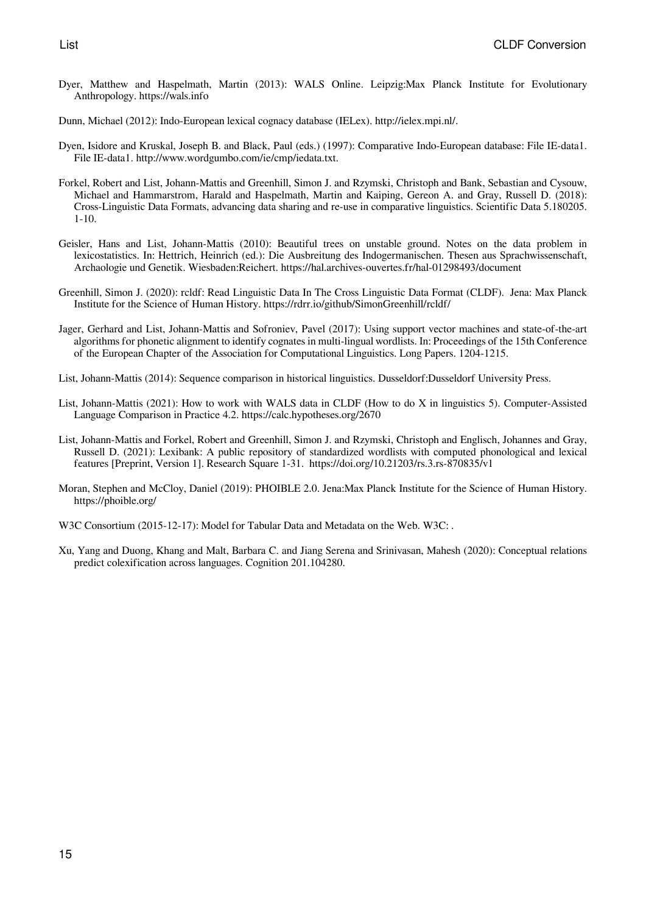Dyer, Matthew and Haspelmath, Martin (2013): WALS Online. Leipzig:Max Planck Institute for Evolutionary Anthropology. https://wals.info

Dunn, Michael (2012): Indo-European lexical cognacy database (IELex). http://ielex.mpi.nl/.

Dyen, Isidore and Kruskal, Joseph B. and Black, Paul (eds.) (1997): Comparative Indo-European database: File IE-data1. File IE-data1. http://www.wordgumbo.com/ie/cmp/iedata.txt.

Forkel, Robert and List, Johann-Mattis and Greenhill, Simon J. and Rzymski, Christoph and Bank, Sebastian and Cysouw, Michael and Hammarstrom, Harald and Haspelmath, Martin and Kaiping, Gereon A. and Gray, Russell D. (2018): Cross-Linguistic Data Formats, advancing data sharing and re-use in comparative linguistics. Scientific Data 5.180205. 1-10.

Geisler, Hans and List, Johann-Mattis (2010): Beautiful trees on unstable ground. Notes on the data problem in lexicostatistics. In: Hettrich, Heinrich (ed.): Die Ausbreitung des Indogermanischen. Thesen aus Sprachwissenschaft, Archaologie und Genetik. Wiesbaden:Reichert. https://hal.archives-ouvertes.fr/hal-01298493/document

Greenhill, Simon J. (2020): rcldf: Read Linguistic Data In The Cross Linguistic Data Format (CLDF). Jena: Max Planck Institute for the Science of Human History. https://rdrr.io/github/SimonGreenhill/rcldf/

Jager, Gerhard and List, Johann-Mattis and Sofroniev, Pavel (2017): Using support vector machines and state-of-the-art algorithms for phonetic alignment to identify cognates in multi-lingual wordlists. In: Proceedings of the 15th Conference of the European Chapter of the Association for Computational Linguistics. Long Papers. 1204-1215.

List, Johann-Mattis (2014): Sequence comparison in historical linguistics. Dusseldorf:Dusseldorf University Press.

List, Johann-Mattis (2021): How to work with WALS data in CLDF (How to do X in linguistics 5). Computer-Assisted Language Comparison in Practice 4.2. https://calc.hypotheses.org/2670

List, Johann-Mattis and Forkel, Robert and Greenhill, Simon J. and Rzymski, Christoph and Englisch, Johannes and Gray, Russell D. (2021): Lexibank: A public repository of standardized wordlists with computed phonological and lexical features [Preprint, Version 1]. Research Square 1-31. https://doi.org/10.21203/rs.3.rs-870835/v1

Moran, Stephen and McCloy, Daniel (2019): PHOIBLE 2.0. Jena:Max Planck Institute for the Science of Human History. https://phoible.org/

W3C Consortium (2015-12-17): Model for Tabular Data and Metadata on the Web. W3C: .

Xu, Yang and Duong, Khang and Malt, Barbara C. and Jiang Serena and Srinivasan, Mahesh (2020): Conceptual relations predict colexification across languages. Cognition 201.104280.